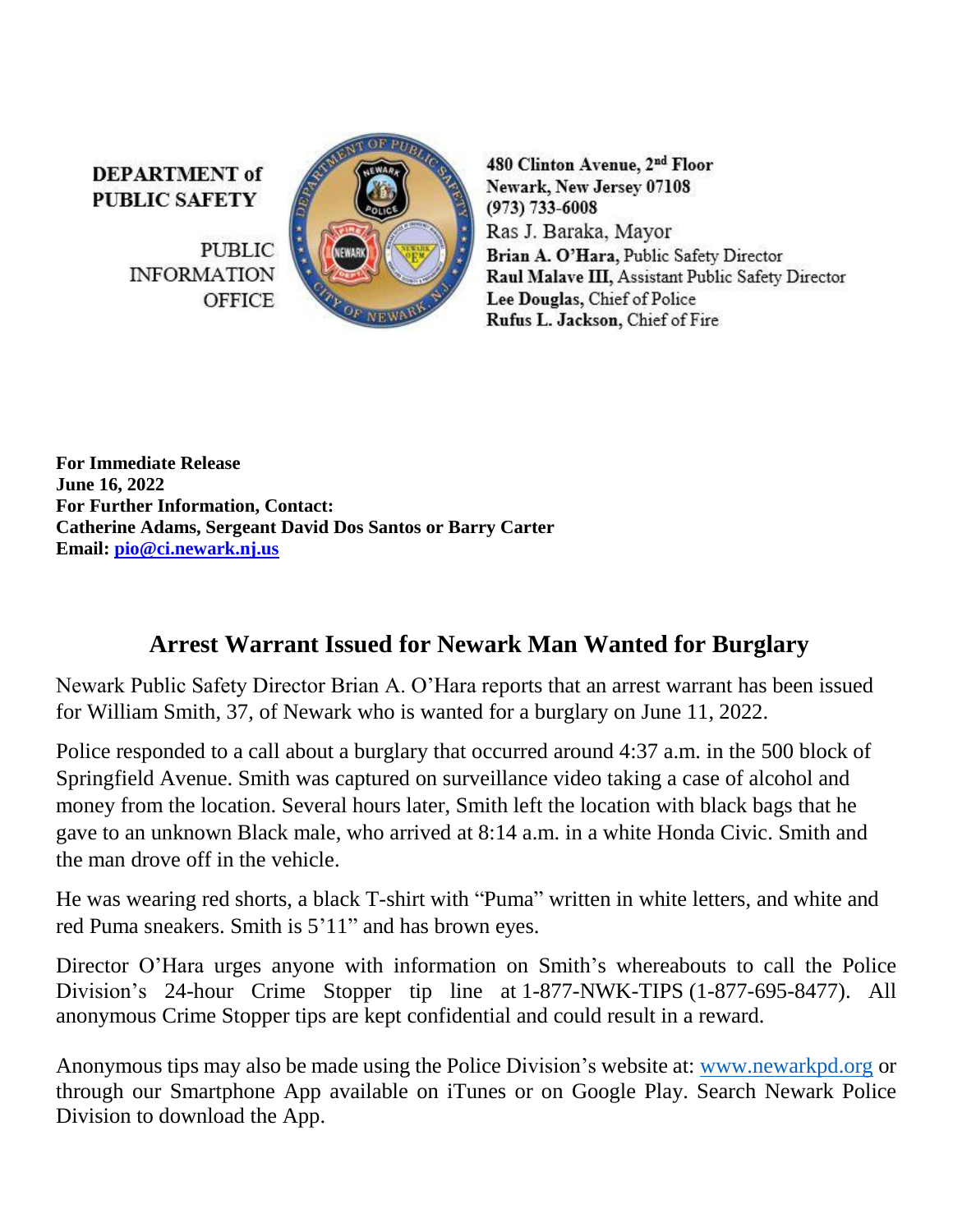**DEPARTMENT of PUBLIC SAFETY**

PUBLIC INFORMATION OFFICE

**480 Clinton Avenue, 2nd Floor**
**Newark, New Jersey 07108**
**(973) 733-6008**
Ras J. Baraka, Mayor
**Brian A. O'Hara,** Public Safety Director
**Raul Malave III,** Assistant Public Safety Director
**Lee Douglas,** Chief of Police
**Rufus L. Jackson,** Chief of Fire

**For Immediate Release**
**June 16, 2022**
**For Further Information, Contact:**
**Catherine Adams, Sergeant David Dos Santos or Barry Carter**
**Email: pio@ci.newark.nj.us**

## Arrest Warrant Issued for Newark Man Wanted for Burglary

Newark Public Safety Director Brian A. O'Hara reports that an arrest warrant has been issued for William Smith, 37, of Newark who is wanted for a burglary on June 11, 2022.

Police responded to a call about a burglary that occurred around 4:37 a.m. in the 500 block of Springfield Avenue. Smith was captured on surveillance video taking a case of alcohol and money from the location. Several hours later, Smith left the location with black bags that he gave to an unknown Black male, who arrived at 8:14 a.m. in a white Honda Civic. Smith and the man drove off in the vehicle.

He was wearing red shorts, a black T-shirt with "Puma" written in white letters, and white and red Puma sneakers. Smith is 5'11" and has brown eyes.

Director O'Hara urges anyone with information on Smith's whereabouts to call the Police Division's 24-hour Crime Stopper tip line at 1-877-NWK-TIPS (1-877-695-8477). All anonymous Crime Stopper tips are kept confidential and could result in a reward.

Anonymous tips may also be made using the Police Division's website at: www.newarkpd.org or through our Smartphone App available on iTunes or on Google Play. Search Newark Police Division to download the App.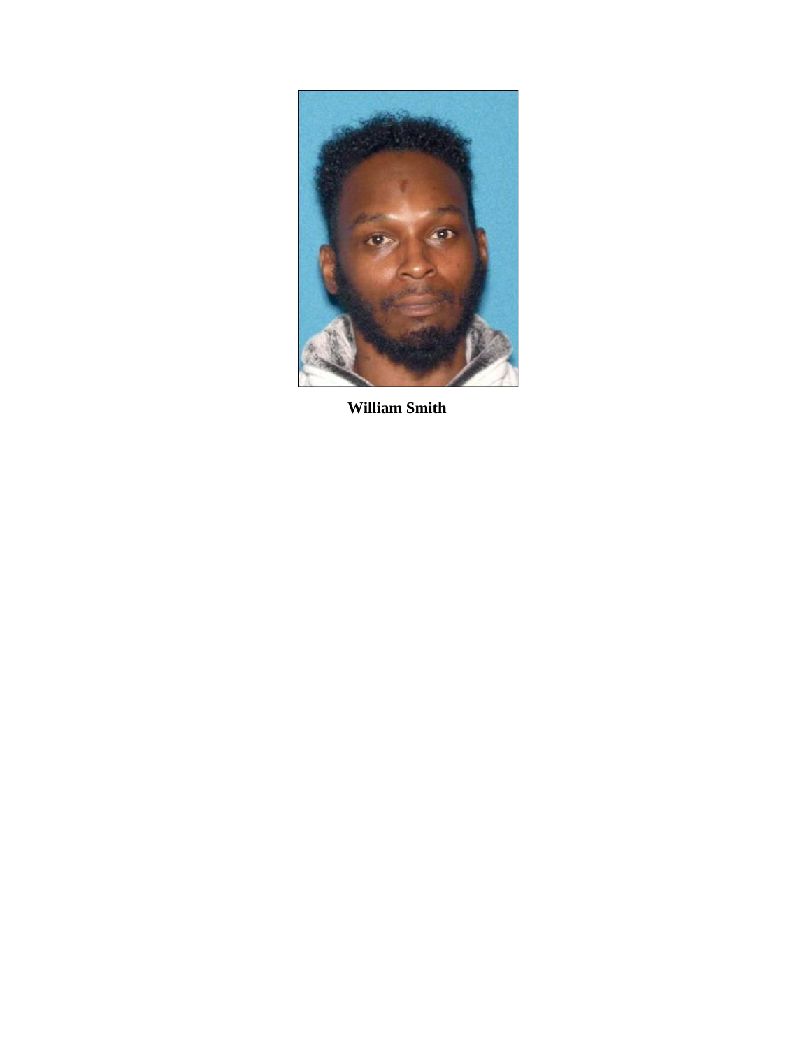**William Smith**